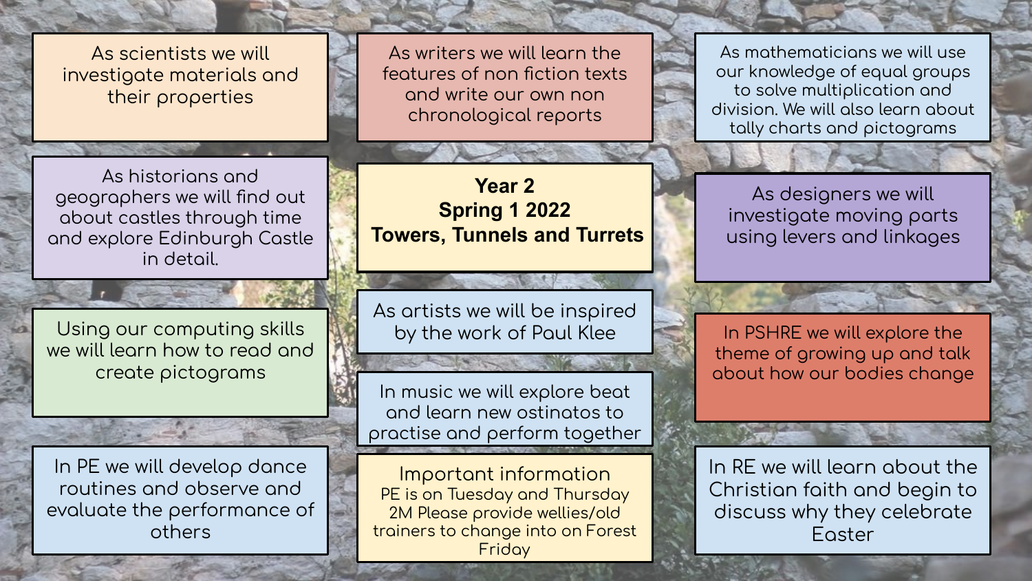# Year 2
# Spring 1 2022
# Towers, Tunnels and Turrets

As scientists we will investigate materials and their properties

As writers we will learn the features of non fiction texts and write our own non chronological reports

As mathematicians we will use our knowledge of equal groups to solve multiplication and division. We will also learn about tally charts and pictograms

As historians and geographers we will find out about castles through time and explore Edinburgh Castle in detail.

As designers we will investigate moving parts using levers and linkages

Using our computing skills we will learn how to read and create pictograms

As artists we will be inspired by the work of Paul Klee

In PSHRE we will explore the theme of growing up and talk about how our bodies change

In music we will explore beat and learn new ostinatos to practise and perform together

In PE we will develop dance routines and observe and evaluate the performance of others

**Important information**

PE is on Tuesday and Thursday

2M Please provide wellies/old trainers to change into on Forest Friday

In RE we will learn about the Christian faith and begin to discuss why they celebrate Easter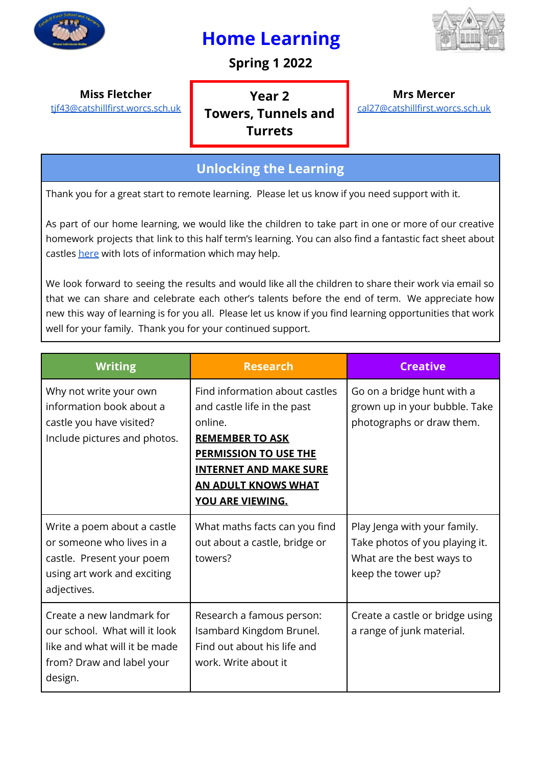# Home Learning

**Spring 1 2022**

**Miss Fletcher**
tjf43@catshillfirst.worcs.sch.uk

**Year 2**
**Towers, Tunnels and Turrets**

**Mrs Mercer**
cal27@catshillfirst.worcs.sch.uk

## Unlocking the Learning

Thank you for a great start to remote learning. Please let us know if you need support with it.

As part of our home learning, we would like the children to take part in one or more of our creative homework projects that link to this half term's learning. You can also find a fantastic fact sheet about castles here with lots of information which may help.

We look forward to seeing the results and would like all the children to share their work via email so that we can share and celebrate each other's talents before the end of term. We appreciate how new this way of learning is for you all. Please let us know if you find learning opportunities that work well for your family. Thank you for your continued support.

| Writing | Research | Creative |
|---|---|---|
| Why not write your own information book about a castle you have visited? Include pictures and photos. | Find information about castles and castle life in the past online. **REMEMBER TO ASK PERMISSION TO USE THE INTERNET AND MAKE SURE AN ADULT KNOWS WHAT YOU ARE VIEWING.** | Go on a bridge hunt with a grown up in your bubble. Take photographs or draw them. |
| Write a poem about a castle or someone who lives in a castle. Present your poem using art work and exciting adjectives. | What maths facts can you find out about a castle, bridge or towers? | Play Jenga with your family. Take photos of you playing it. What are the best ways to keep the tower up? |
| Create a new landmark for our school. What will it look like and what will it be made from? Draw and label your design. | Research a famous person: Isambard Kingdom Brunel. Find out about his life and work. Write about it | Create a castle or bridge using a range of junk material. |